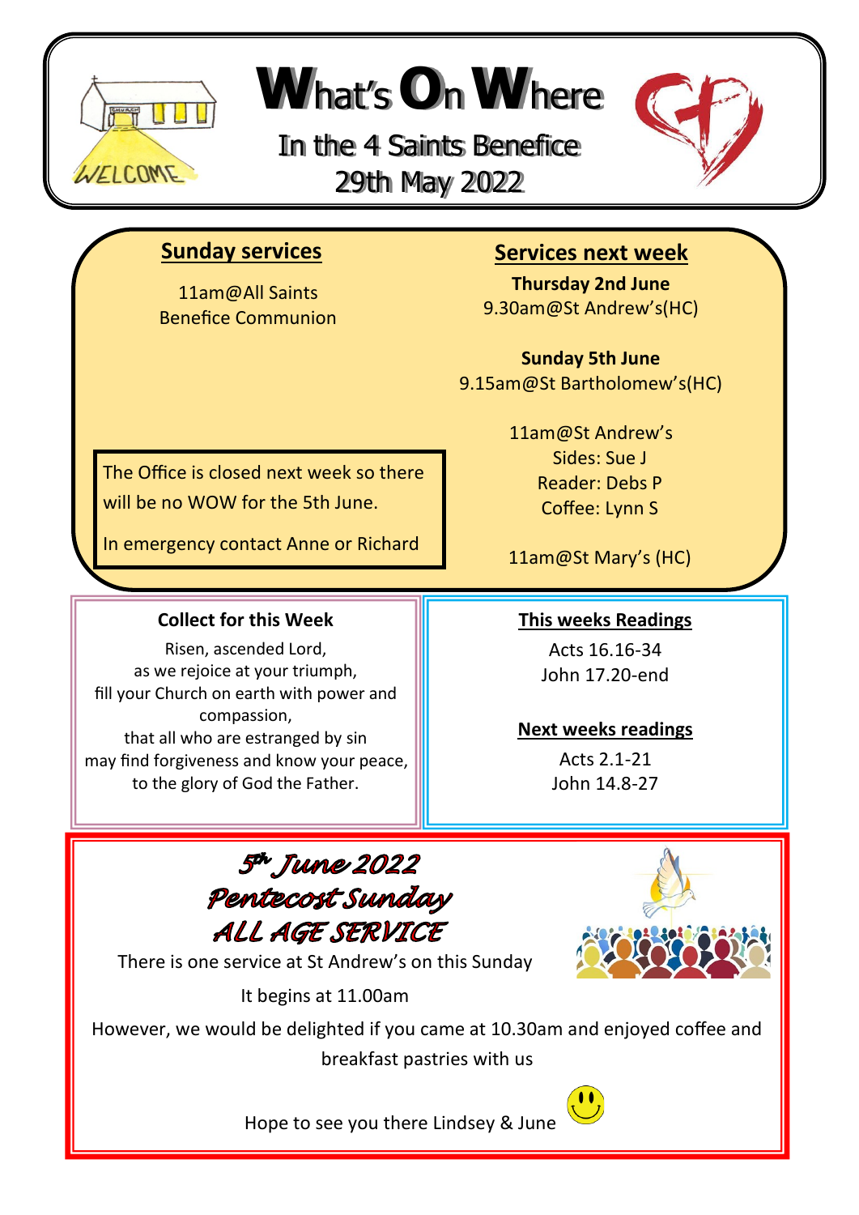# What's On Where

## In the 4 Saints Benefice

## 29th May 2022

### Sunday services

11am@All Saints
Benefice Communion

The Office is closed next week so there will be no WOW for the 5th June.

In emergency contact Anne or Richard

### Services next week

**Thursday 2nd June**
9.30am@St Andrew's(HC)

**Sunday 5th June**
9.15am@St Bartholomew's(HC)

11am@St Andrew's
Sides: Sue J
Reader: Debs P
Coffee: Lynn S

11am@St Mary's (HC)

### Collect for this Week

Risen, ascended Lord,
as we rejoice at your triumph,
fill your Church on earth with power and compassion,
that all who are estranged by sin
may find forgiveness and know your peace,
to the glory of God the Father.

### This weeks Readings

Acts 16.16-34
John 17.20-end

### Next weeks readings

Acts 2.1-21
John 14.8-27

## *5th June 2022*
## *Pentecost Sunday*
## *ALL AGE SERVICE*

There is one service at St Andrew's on this Sunday

It begins at 11.00am

However, we would be delighted if you came at 10.30am and enjoyed coffee and breakfast pastries with us

Hope to see you there Lindsey & June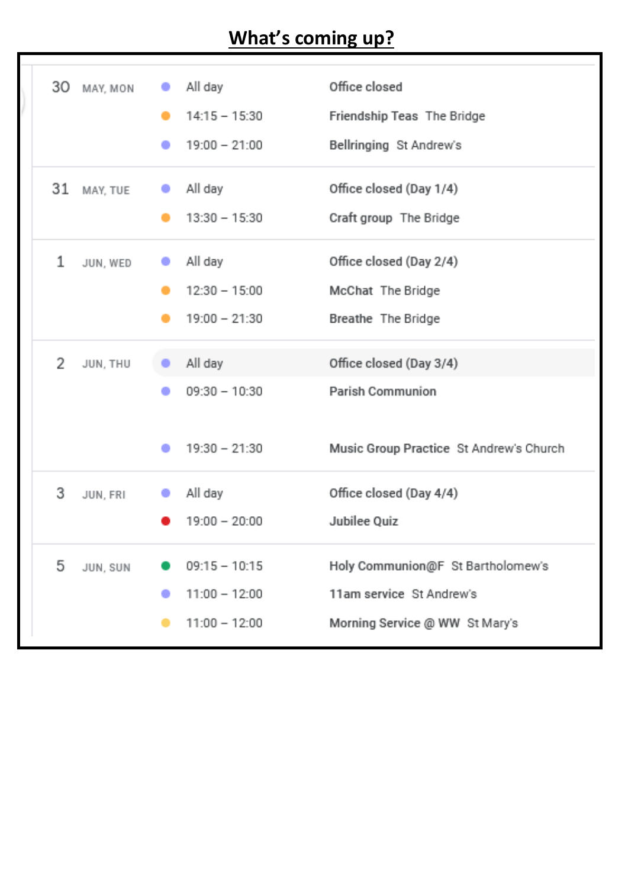## What's coming up?

| Date | Day | Time | Event |
|---|---|---|---|
| 30 | MAY, MON | All day | Office closed |
| | | 14:15 – 15:30 | Friendship Teas The Bridge |
| | | 19:00 – 21:00 | Bellringing St Andrew's |
| 31 | MAY, TUE | All day | Office closed (Day 1/4) |
| | | 13:30 – 15:30 | Craft group The Bridge |
| 1 | JUN, WED | All day | Office closed (Day 2/4) |
| | | 12:30 – 15:00 | McChat The Bridge |
| | | 19:00 – 21:30 | Breathe The Bridge |
| 2 | JUN, THU | All day | Office closed (Day 3/4) |
| | | 09:30 – 10:30 | Parish Communion |
| | | 19:30 – 21:30 | Music Group Practice St Andrew's Church |
| 3 | JUN, FRI | All day | Office closed (Day 4/4) |
| | | 19:00 – 20:00 | Jubilee Quiz |
| 5 | JUN, SUN | 09:15 – 10:15 | Holy Communion@F St Bartholomew's |
| | | 11:00 – 12:00 | 11am service St Andrew's |
| | | 11:00 – 12:00 | Morning Service @ WW St Mary's |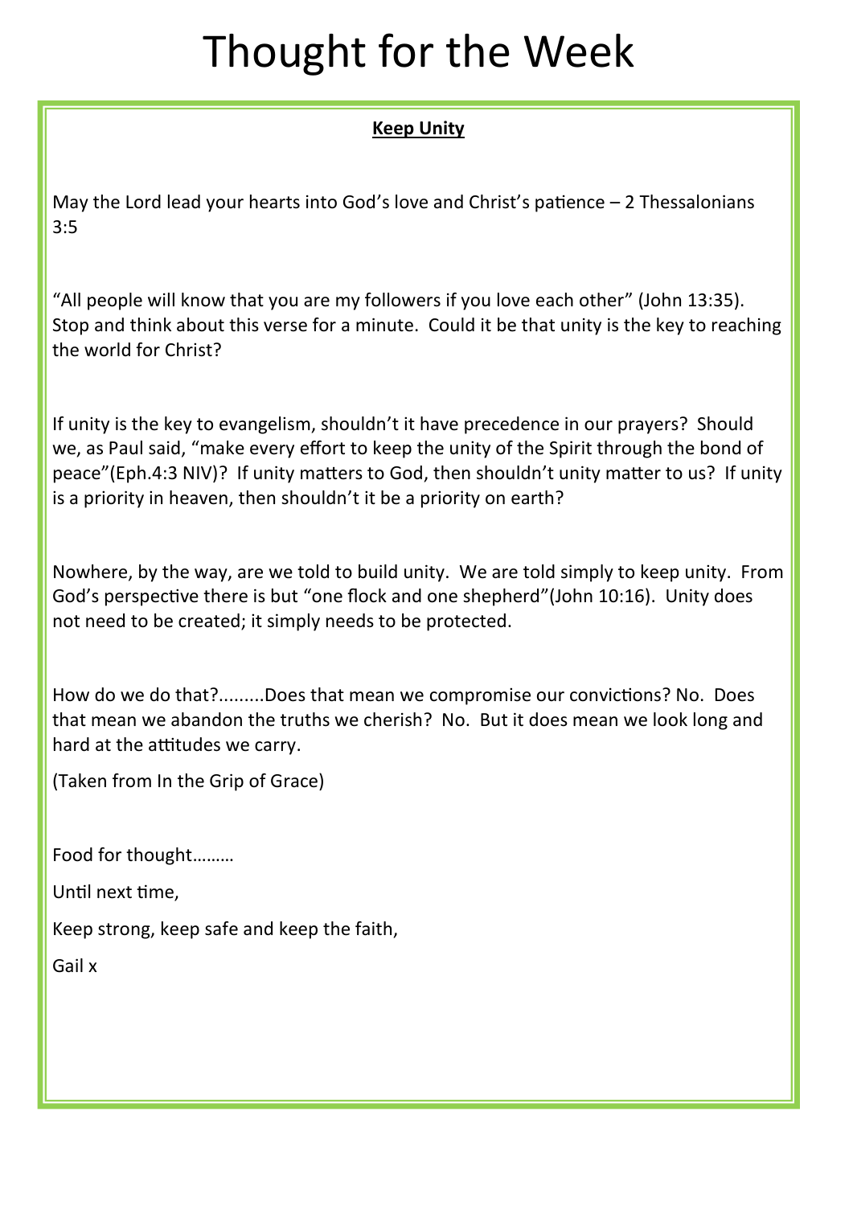# Thought for the Week

**Keep Unity**

May the Lord lead your hearts into God's love and Christ's patience – 2 Thessalonians 3:5

"All people will know that you are my followers if you love each other" (John 13:35). Stop and think about this verse for a minute. Could it be that unity is the key to reaching the world for Christ?

If unity is the key to evangelism, shouldn't it have precedence in our prayers? Should we, as Paul said, "make every effort to keep the unity of the Spirit through the bond of peace"(Eph.4:3 NIV)? If unity matters to God, then shouldn't unity matter to us? If unity is a priority in heaven, then shouldn't it be a priority on earth?

Nowhere, by the way, are we told to build unity. We are told simply to keep unity. From God's perspective there is but "one flock and one shepherd"(John 10:16). Unity does not need to be created; it simply needs to be protected.

How do we do that?.........Does that mean we compromise our convictions? No. Does that mean we abandon the truths we cherish? No. But it does mean we look long and hard at the attitudes we carry.

(Taken from In the Grip of Grace)

Food for thought………

Until next time,

Keep strong, keep safe and keep the faith,

Gail x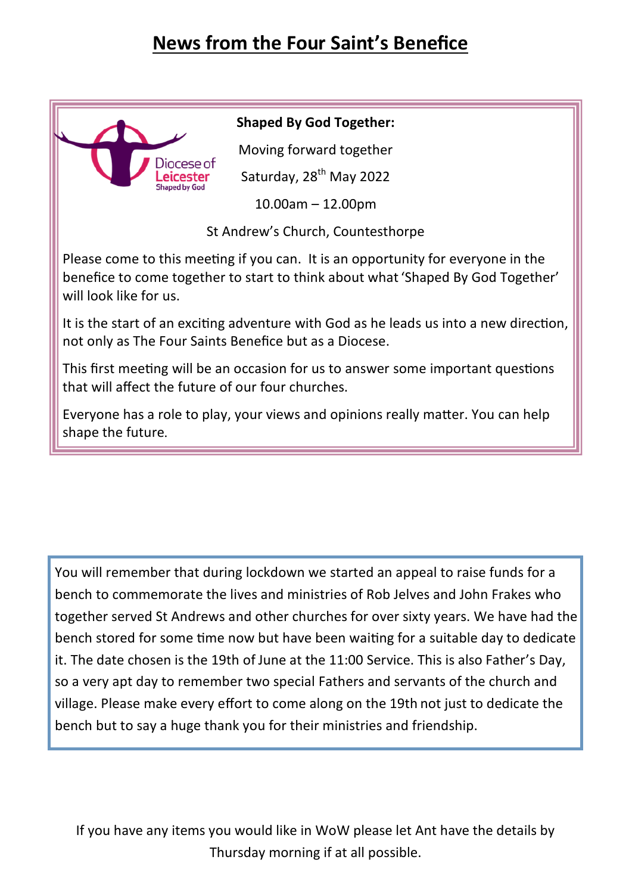# News from the Four Saint's Benefice

Diocese of Leicester
Shaped by God

**Shaped By God Together:**

Moving forward together

Saturday, 28th May 2022

10.00am – 12.00pm

St Andrew's Church, Countesthorpe

Please come to this meeting if you can. It is an opportunity for everyone in the benefice to come together to start to think about what 'Shaped By God Together' will look like for us.

It is the start of an exciting adventure with God as he leads us into a new direction, not only as The Four Saints Benefice but as a Diocese.

This first meeting will be an occasion for us to answer some important questions that will affect the future of our four churches.

Everyone has a role to play, your views and opinions really matter. You can help shape the future.

You will remember that during lockdown we started an appeal to raise funds for a bench to commemorate the lives and ministries of Rob Jelves and John Frakes who together served St Andrews and other churches for over sixty years. We have had the bench stored for some time now but have been waiting for a suitable day to dedicate it. The date chosen is the 19th of June at the 11:00 Service. This is also Father's Day, so a very apt day to remember two special Fathers and servants of the church and village. Please make every effort to come along on the 19th not just to dedicate the bench but to say a huge thank you for their ministries and friendship.

If you have any items you would like in WoW please let Ant have the details by Thursday morning if at all possible.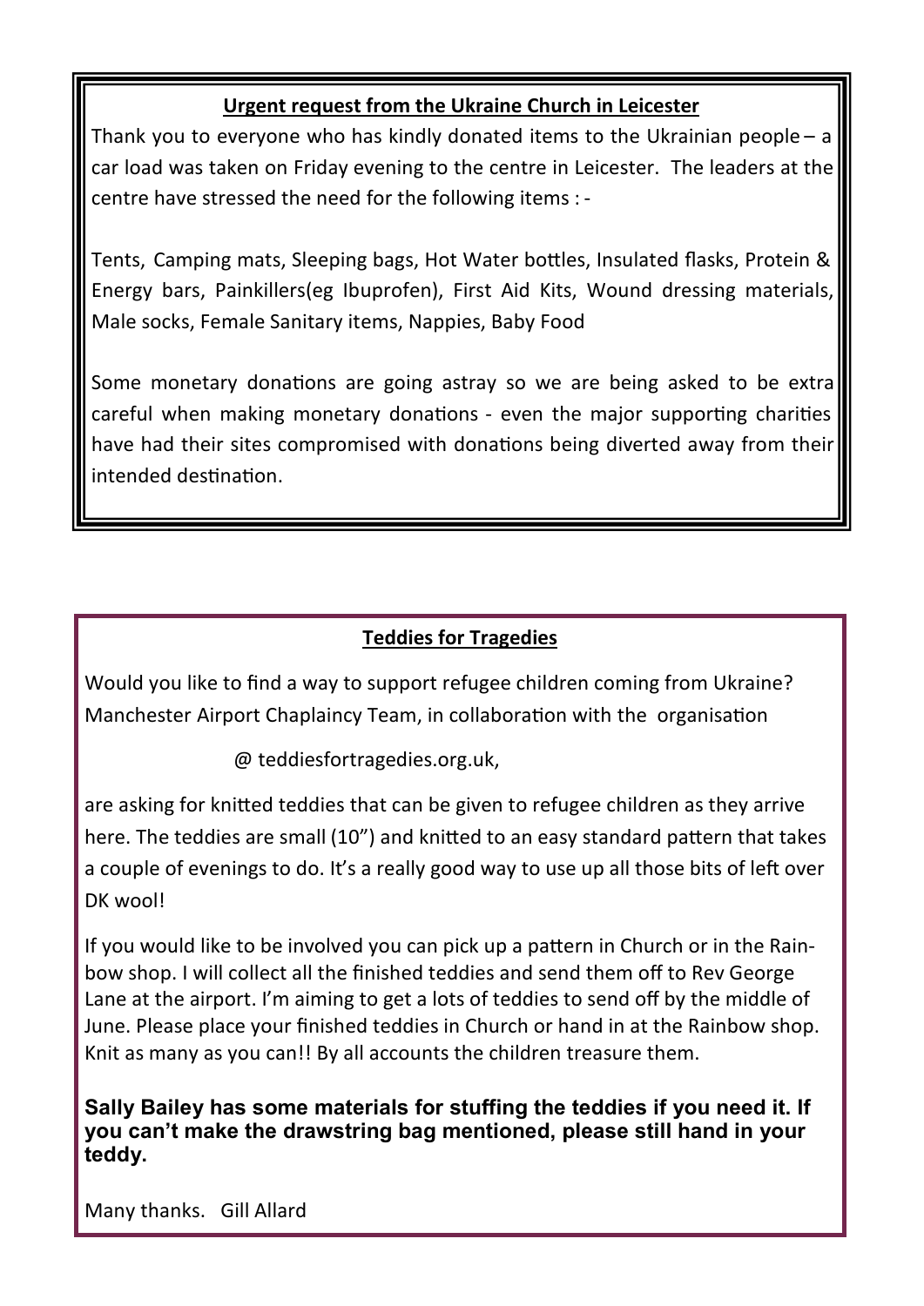## Urgent request from the Ukraine Church in Leicester

Thank you to everyone who has kindly donated items to the Ukrainian people – a car load was taken on Friday evening to the centre in Leicester. The leaders at the centre have stressed the need for the following items : -

Tents, Camping mats, Sleeping bags, Hot Water bottles, Insulated flasks, Protein & Energy bars, Painkillers(eg Ibuprofen), First Aid Kits, Wound dressing materials, Male socks, Female Sanitary items, Nappies, Baby Food

Some monetary donations are going astray so we are being asked to be extra careful when making monetary donations - even the major supporting charities have had their sites compromised with donations being diverted away from their intended destination.

## Teddies for Tragedies

Would you like to find a way to support refugee children coming from Ukraine? Manchester Airport Chaplaincy Team, in collaboration with the organisation

@ teddiesfortragedies.org.uk,

are asking for knitted teddies that can be given to refugee children as they arrive here. The teddies are small (10") and knitted to an easy standard pattern that takes a couple of evenings to do. It's a really good way to use up all those bits of left over DK wool!

If you would like to be involved you can pick up a pattern in Church or in the Rainbow shop. I will collect all the finished teddies and send them off to Rev George Lane at the airport. I'm aiming to get a lots of teddies to send off by the middle of June. Please place your finished teddies in Church or hand in at the Rainbow shop. Knit as many as you can!! By all accounts the children treasure them.

**Sally Bailey has some materials for stuffing the teddies if you need it. If you can't make the drawstring bag mentioned, please still hand in your teddy.**

Many thanks. Gill Allard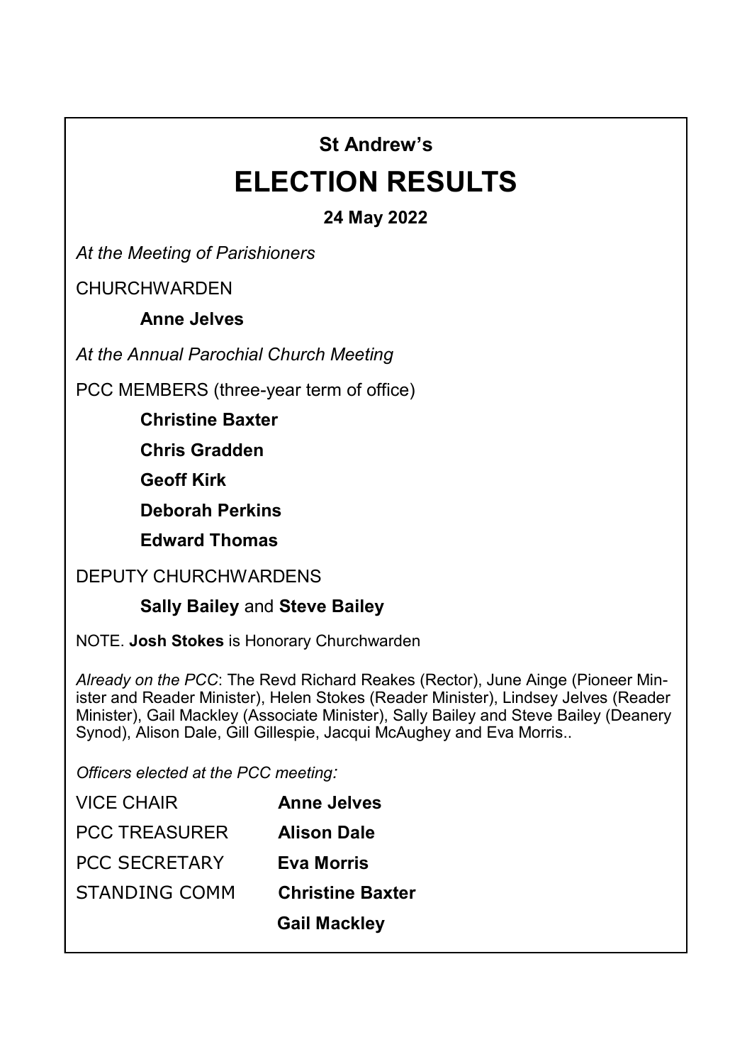**St Andrew's**

# ELECTION RESULTS

**24 May 2022**

*At the Meeting of Parishioners*

CHURCHWARDEN

**Anne Jelves**

*At the Annual Parochial Church Meeting*

PCC MEMBERS (three-year term of office)

**Christine Baxter**

**Chris Gradden**

**Geoff Kirk**

**Deborah Perkins**

**Edward Thomas**

DEPUTY CHURCHWARDENS

**Sally Bailey** and **Steve Bailey**

NOTE. **Josh Stokes** is Honorary Churchwarden

*Already on the PCC*: The Revd Richard Reakes (Rector), June Ainge (Pioneer Minister and Reader Minister), Helen Stokes (Reader Minister), Lindsey Jelves (Reader Minister), Gail Mackley (Associate Minister), Sally Bailey and Steve Bailey (Deanery Synod), Alison Dale, Gill Gillespie, Jacqui McAughey and Eva Morris..

*Officers elected at the PCC meeting:*

| | |
|---|---|
| VICE CHAIR | **Anne Jelves** |
| PCC TREASURER | **Alison Dale** |
| PCC SECRETARY | **Eva Morris** |
| STANDING COMM | **Christine Baxter** |
| | **Gail Mackley** |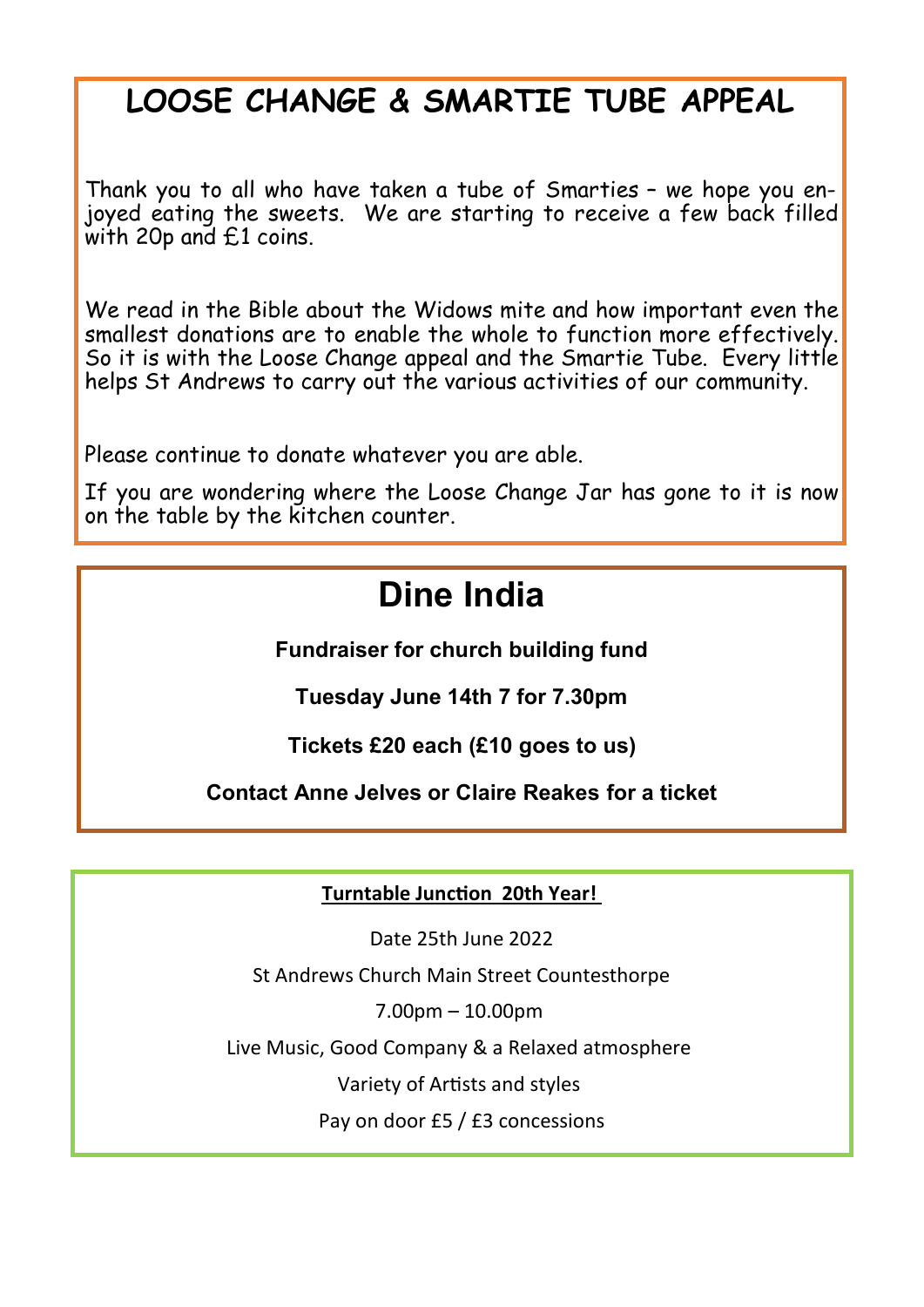# LOOSE CHANGE & SMARTIE TUBE APPEAL

Thank you to all who have taken a tube of Smarties – we hope you enjoyed eating the sweets. We are starting to receive a few back filled with 20p and £1 coins.

We read in the Bible about the Widows mite and how important even the smallest donations are to enable the whole to function more effectively. So it is with the Loose Change appeal and the Smartie Tube. Every little helps St Andrews to carry out the various activities of our community.

Please continue to donate whatever you are able.

If you are wondering where the Loose Change Jar has gone to it is now on the table by the kitchen counter.

# Dine India

**Fundraiser for church building fund**

**Tuesday June 14th 7 for 7.30pm**

**Tickets £20 each (£10 goes to us)**

**Contact Anne Jelves or Claire Reakes for a ticket**

**Turntable Junction 20th Year!**

Date 25th June 2022

St Andrews Church Main Street Countesthorpe

7.00pm – 10.00pm

Live Music, Good Company & a Relaxed atmosphere

Variety of Artists and styles

Pay on door £5 / £3 concessions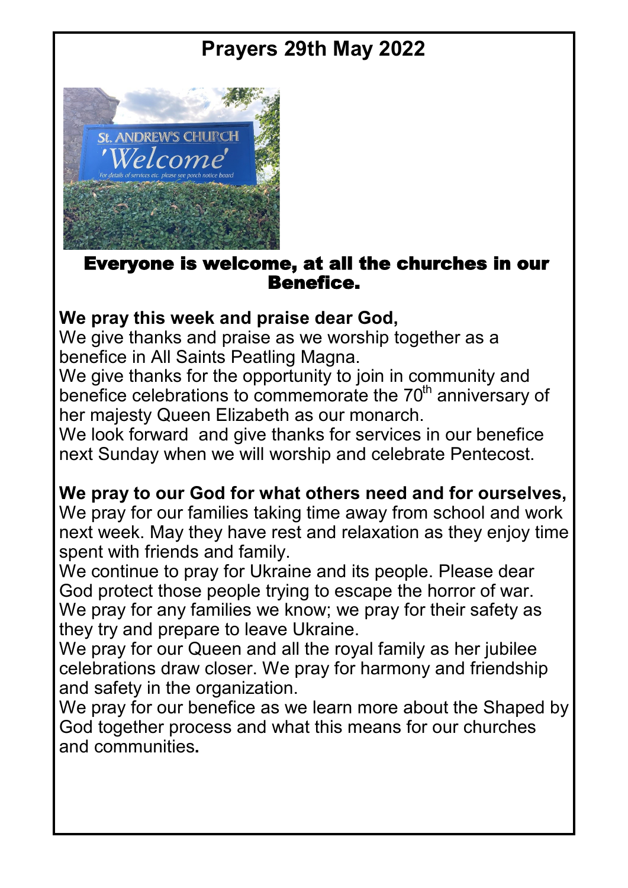# Prayers 29th May 2022

**Everyone is welcome, at all the churches in our Benefice.**

**We pray this week and praise dear God,**

We give thanks and praise as we worship together as a benefice in All Saints Peatling Magna.

We give thanks for the opportunity to join in community and benefice celebrations to commemorate the 70th anniversary of her majesty Queen Elizabeth as our monarch.

We look forward and give thanks for services in our benefice next Sunday when we will worship and celebrate Pentecost.

**We pray to our God for what others need and for ourselves,**

We pray for our families taking time away from school and work next week. May they have rest and relaxation as they enjoy time spent with friends and family.

We continue to pray for Ukraine and its people. Please dear God protect those people trying to escape the horror of war. We pray for any families we know; we pray for their safety as they try and prepare to leave Ukraine.

We pray for our Queen and all the royal family as her jubilee celebrations draw closer. We pray for harmony and friendship and safety in the organization.

We pray for our benefice as we learn more about the Shaped by God together process and what this means for our churches and communities.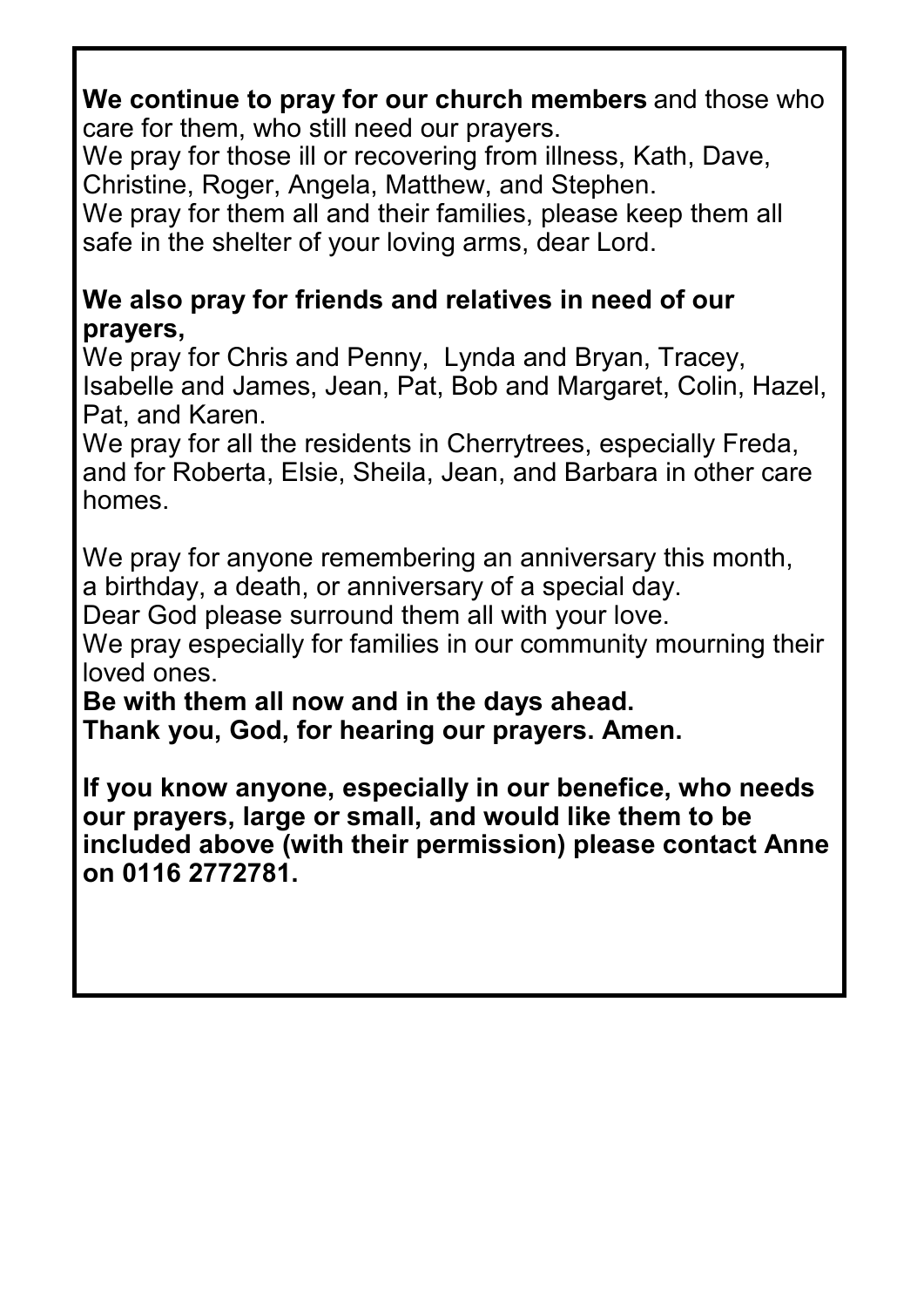**We continue to pray for our church members** and those who care for them, who still need our prayers.
We pray for those ill or recovering from illness, Kath, Dave, Christine, Roger, Angela, Matthew, and Stephen.
We pray for them all and their families, please keep them all safe in the shelter of your loving arms, dear Lord.

**We also pray for friends and relatives in need of our prayers,**
We pray for Chris and Penny, Lynda and Bryan, Tracey, Isabelle and James, Jean, Pat, Bob and Margaret, Colin, Hazel, Pat, and Karen.
We pray for all the residents in Cherrytrees, especially Freda, and for Roberta, Elsie, Sheila, Jean, and Barbara in other care homes.

We pray for anyone remembering an anniversary this month, a birthday, a death, or anniversary of a special day.
Dear God please surround them all with your love.
We pray especially for families in our community mourning their loved ones.
**Be with them all now and in the days ahead.**
**Thank you, God, for hearing our prayers. Amen.**

**If you know anyone, especially in our benefice, who needs our prayers, large or small, and would like them to be included above (with their permission) please contact Anne on 0116 2772781.**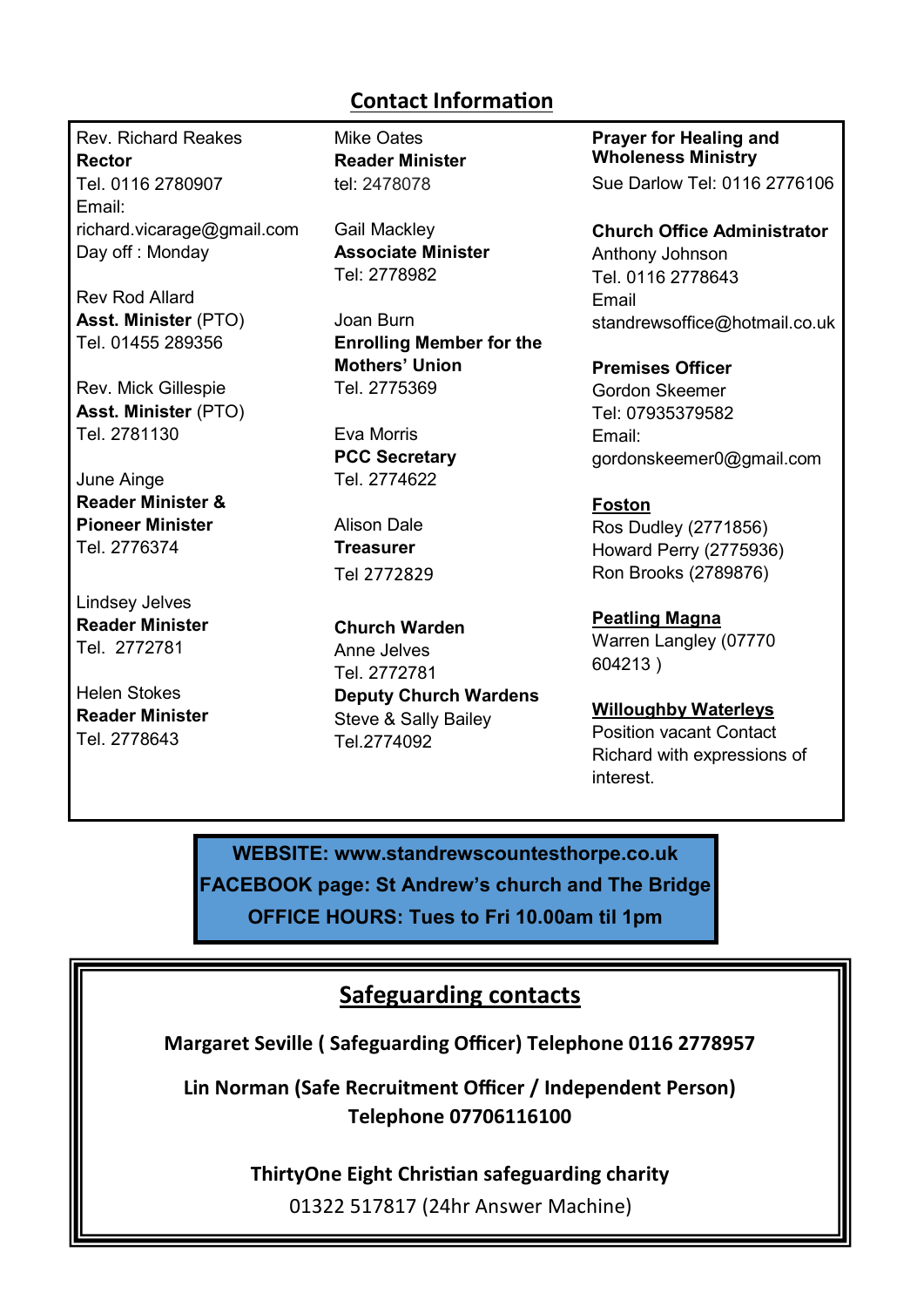## Contact Information

Rev. Richard Reakes
**Rector**
Tel. 0116 2780907
Email:
richard.vicarage@gmail.com
Day off : Monday

Rev Rod Allard
**Asst. Minister** (PTO)
Tel. 01455 289356

Rev. Mick Gillespie
**Asst. Minister** (PTO)
Tel. 2781130

June Ainge
**Reader Minister & Pioneer Minister**
Tel. 2776374

Lindsey Jelves
**Reader Minister**
Tel. 2772781

Helen Stokes
**Reader Minister**
Tel. 2778643

Mike Oates
**Reader Minister**
tel: 2478078

Gail Mackley
**Associate Minister**
Tel: 2778982

Joan Burn
**Enrolling Member for the Mothers' Union**
Tel. 2775369

Eva Morris
**PCC Secretary**
Tel. 2774622

Alison Dale
**Treasurer**
Tel 2772829

**Church Warden**
Anne Jelves
Tel. 2772781

**Deputy Church Wardens**
Steve & Sally Bailey
Tel.2774092

**Prayer for Healing and Wholeness Ministry**
Sue Darlow Tel: 0116 2776106

**Church Office Administrator**
Anthony Johnson
Tel. 0116 2778643
Email
standrewsoffice@hotmail.co.uk

**Premises Officer**
Gordon Skeemer
Tel: 07935379582
Email:
gordonskeemer0@gmail.com

**Foston**
Ros Dudley (2771856)
Howard Perry (2775936)
Ron Brooks (2789876)

**Peatling Magna**
Warren Langley (07770 604213 )

**Willoughby Waterleys**
Position vacant Contact Richard with expressions of interest.

**WEBSITE: www.standrewscountesthorpe.co.uk**
**FACEBOOK page: St Andrew's church and The Bridge**
**OFFICE HOURS: Tues to Fri 10.00am til 1pm**

## Safeguarding contacts

**Margaret Seville ( Safeguarding Officer) Telephone 0116 2778957**

**Lin Norman (Safe Recruitment Officer / Independent Person) Telephone 07706116100**

**ThirtyOne Eight Christian safeguarding charity**
01322 517817 (24hr Answer Machine)